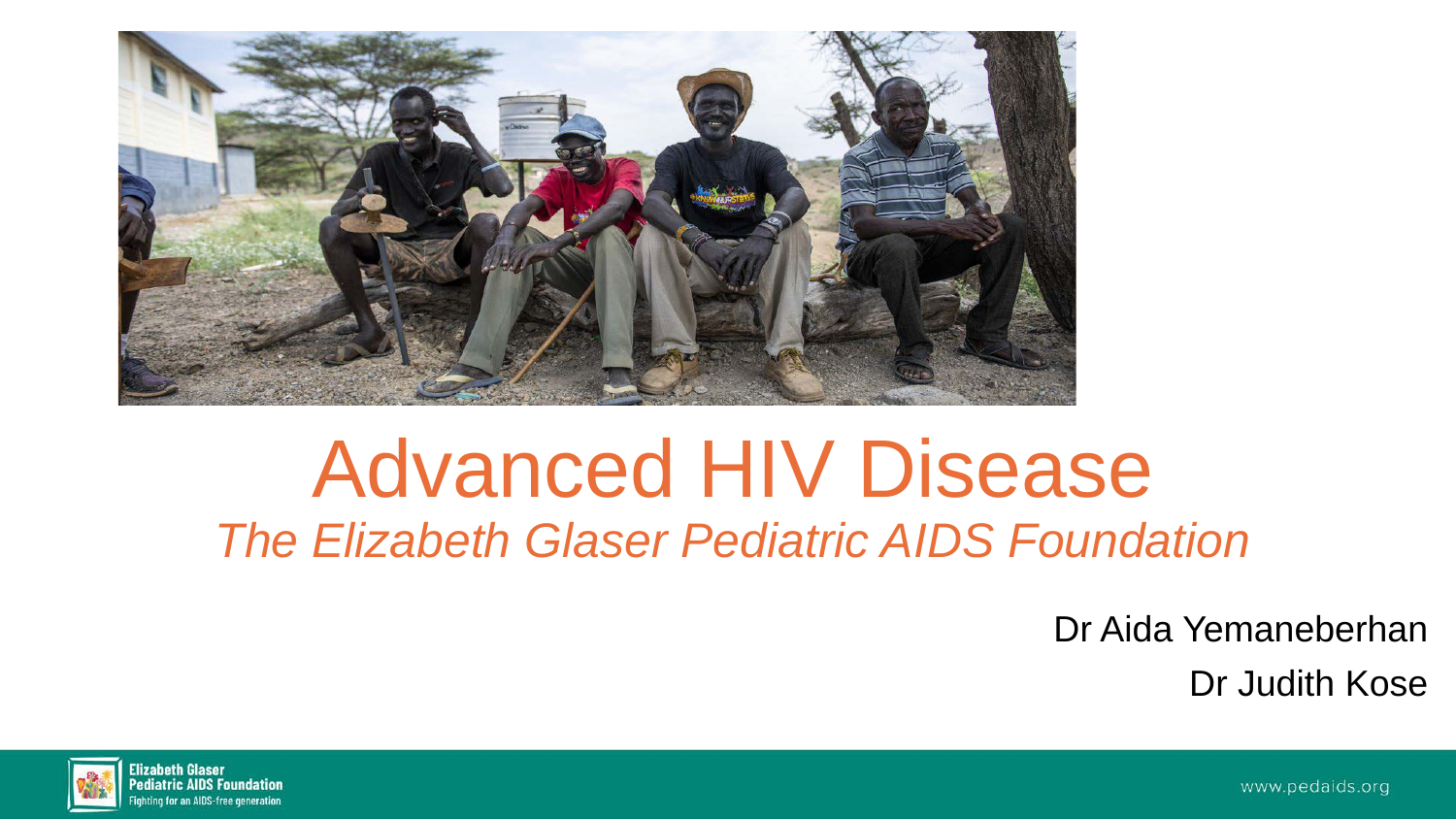# Advanced HIV Disease

*The Elizabeth Glaser Pediatric AIDS Foundation*

Dr Aida Yemaneberhan

Dr Judith Kose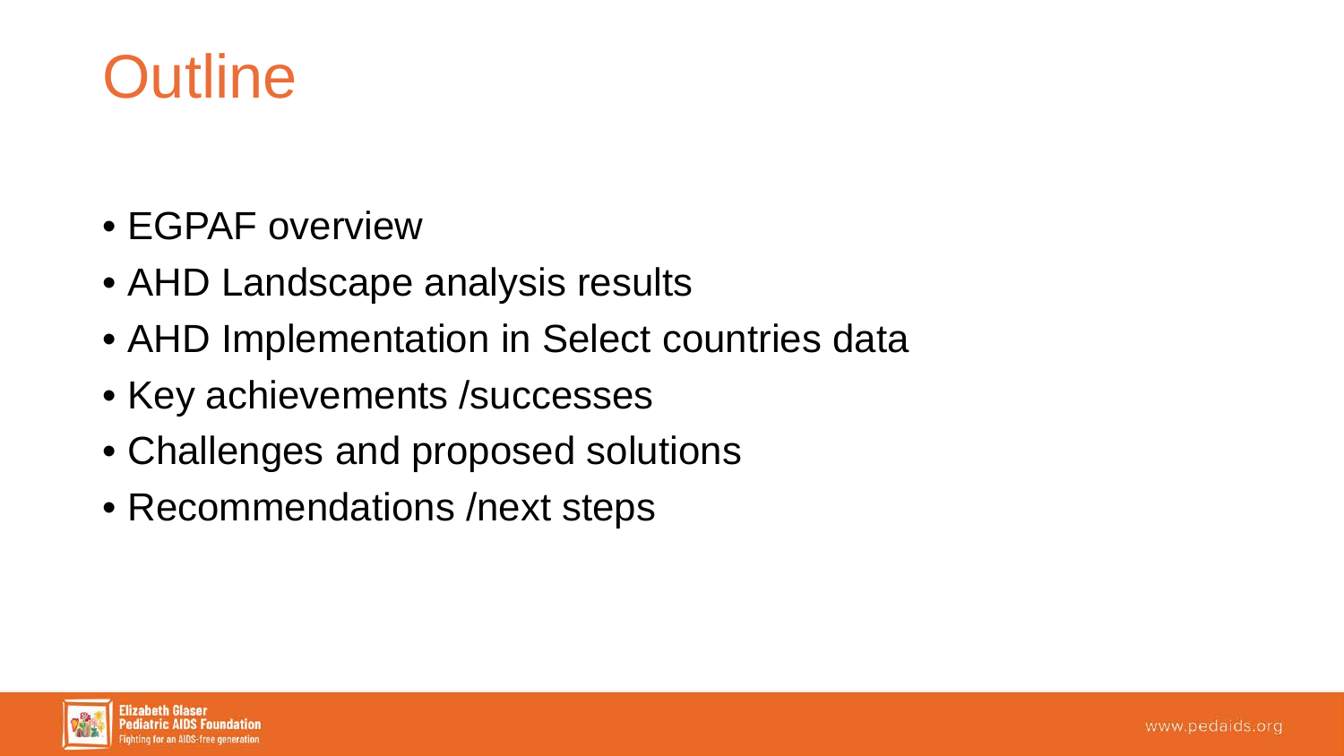# Outline

- EGPAF overview
- AHD Landscape analysis results
- AHD Implementation in Select countries data
- Key achievements /successes
- Challenges and proposed solutions
- Recommendations /next steps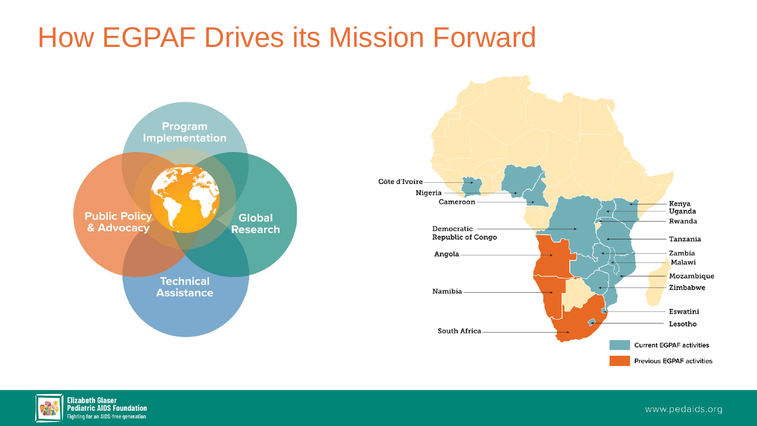# How EGPAF Drives its Mission Forward

Program Implementation

Public Policy & Advocacy

Global Research

Technical Assistance

Côte d'Ivoire

Nigeria

Cameroon

Democratic Republic of Congo

Angola

Namibia

South Africa

Kenya

Uganda

Rwanda

Tanzania

Zambia

Malawi

Mozambique

Zimbabwe

Eswatini

Lesotho

Current EGPAF activities

Previous EGPAF activities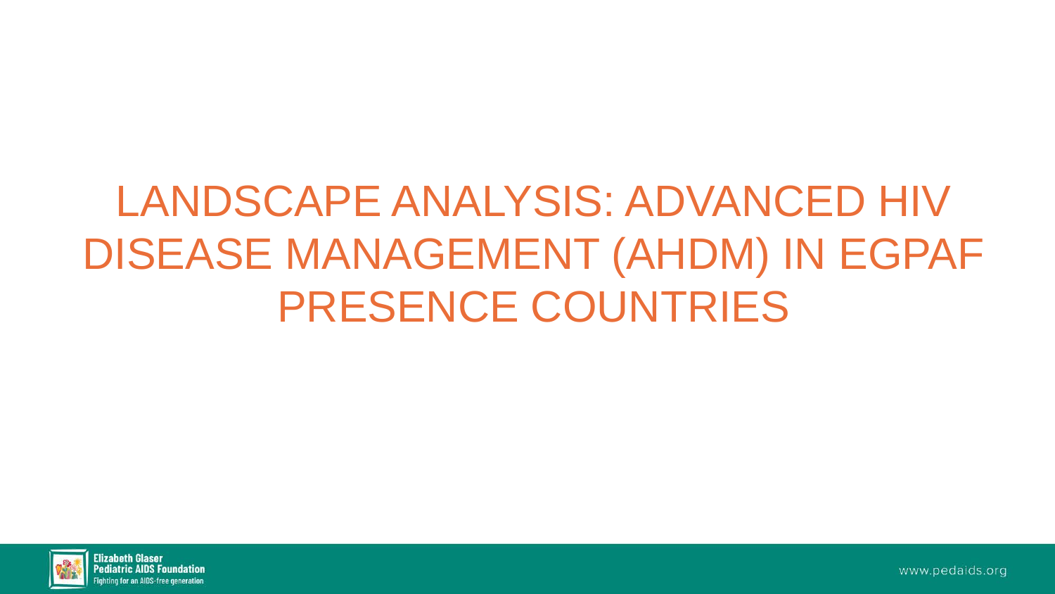# LANDSCAPE ANALYSIS: ADVANCED HIV DISEASE MANAGEMENT (AHDM) IN EGPAF PRESENCE COUNTRIES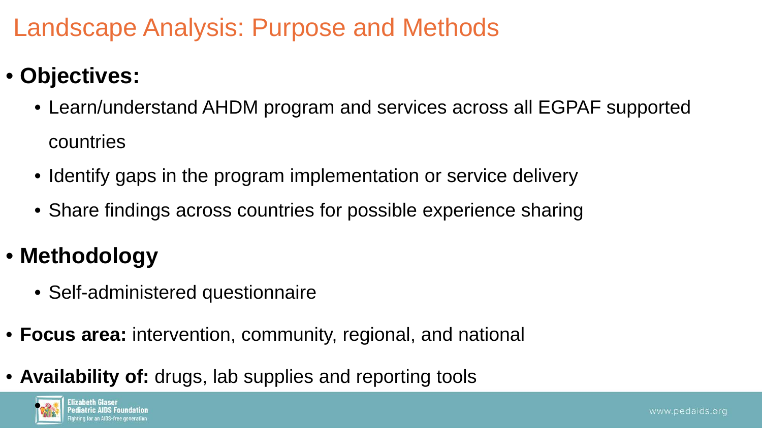# Landscape Analysis: Purpose and Methods

- **Objectives:**
  - Learn/understand AHDM program and services across all EGPAF supported countries
  - Identify gaps in the program implementation or service delivery
  - Share findings across countries for possible experience sharing
- **Methodology**
  - Self-administered questionnaire
- **Focus area:** intervention, community, regional, and national
- **Availability of:** drugs, lab supplies and reporting tools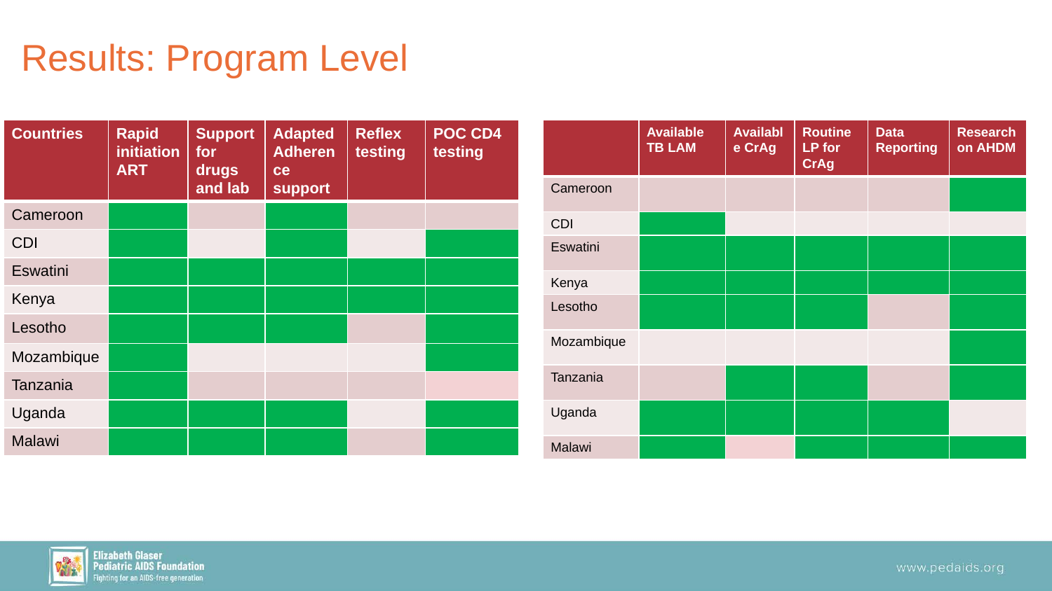# Results: Program Level

| Countries | Rapid initiation ART | Support for drugs and lab | Adapted Adherence support | Reflex testing | POC CD4 testing |
|---|---|---|---|---|---|
| Cameroon | ✓ | | ✓ | | |
| CDI | ✓ | | ✓ | | ✓ |
| Eswatini | ✓ | ✓ | ✓ | ✓ | ✓ |
| Kenya | ✓ | ✓ | ✓ | ✓ | ✓ |
| Lesotho | ✓ | ✓ | ✓ | | ✓ |
| Mozambique | ✓ | | | | ✓ |
| Tanzania | ✓ | | | | |
| Uganda | ✓ | ✓ | ✓ | | ✓ |
| Malawi | ✓ | ✓ | ✓ | | ✓ |

| | Available TB LAM | Available CrAg | Routine LP for CrAg | Data Reporting | Research on AHDM |
|---|---|---|---|---|---|
| Cameroon | | | | | ✓ |
| CDI | ✓ | | | | |
| Eswatini | ✓ | ✓ | ✓ | ✓ | ✓ |
| Kenya | ✓ | ✓ | ✓ | ✓ | ✓ |
| Lesotho | ✓ | ✓ | ✓ | | ✓ |
| Mozambique | | | | | ✓ |
| Tanzania | | ✓ | ✓ | | ✓ |
| Uganda | ✓ | ✓ | ✓ | ✓ | |
| Malawi | ✓ | | ✓ | ✓ | ✓ |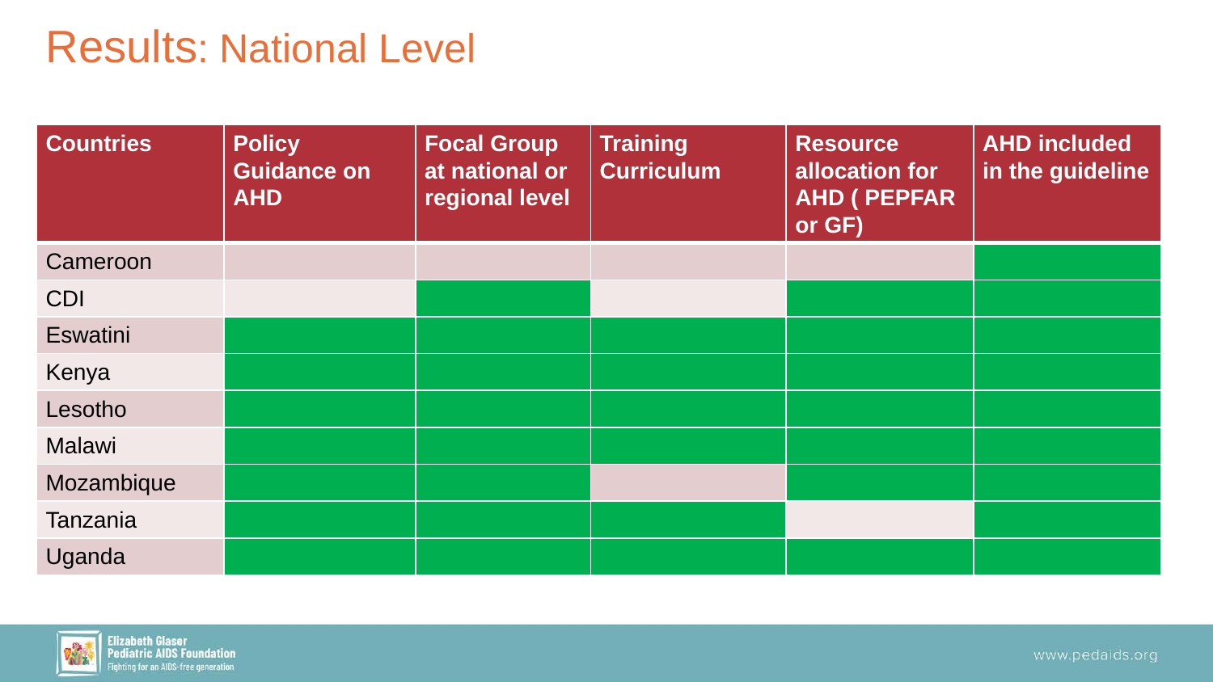# Results: National Level

| Countries | Policy Guidance on AHD | Focal Group at national or regional level | Training Curriculum | Resource allocation for AHD ( PEPFAR or GF) | AHD included in the guideline |
|---|---|---|---|---|---|
| Cameroon | | | | | ✓ |
| CDI | | ✓ | | ✓ | ✓ |
| Eswatini | ✓ | ✓ | ✓ | ✓ | ✓ |
| Kenya | ✓ | ✓ | ✓ | ✓ | ✓ |
| Lesotho | ✓ | ✓ | ✓ | ✓ | ✓ |
| Malawi | ✓ | ✓ | ✓ | ✓ | ✓ |
| Mozambique | ✓ | ✓ | | ✓ | ✓ |
| Tanzania | ✓ | ✓ | ✓ | | ✓ |
| Uganda | ✓ | ✓ | ✓ | ✓ | ✓ |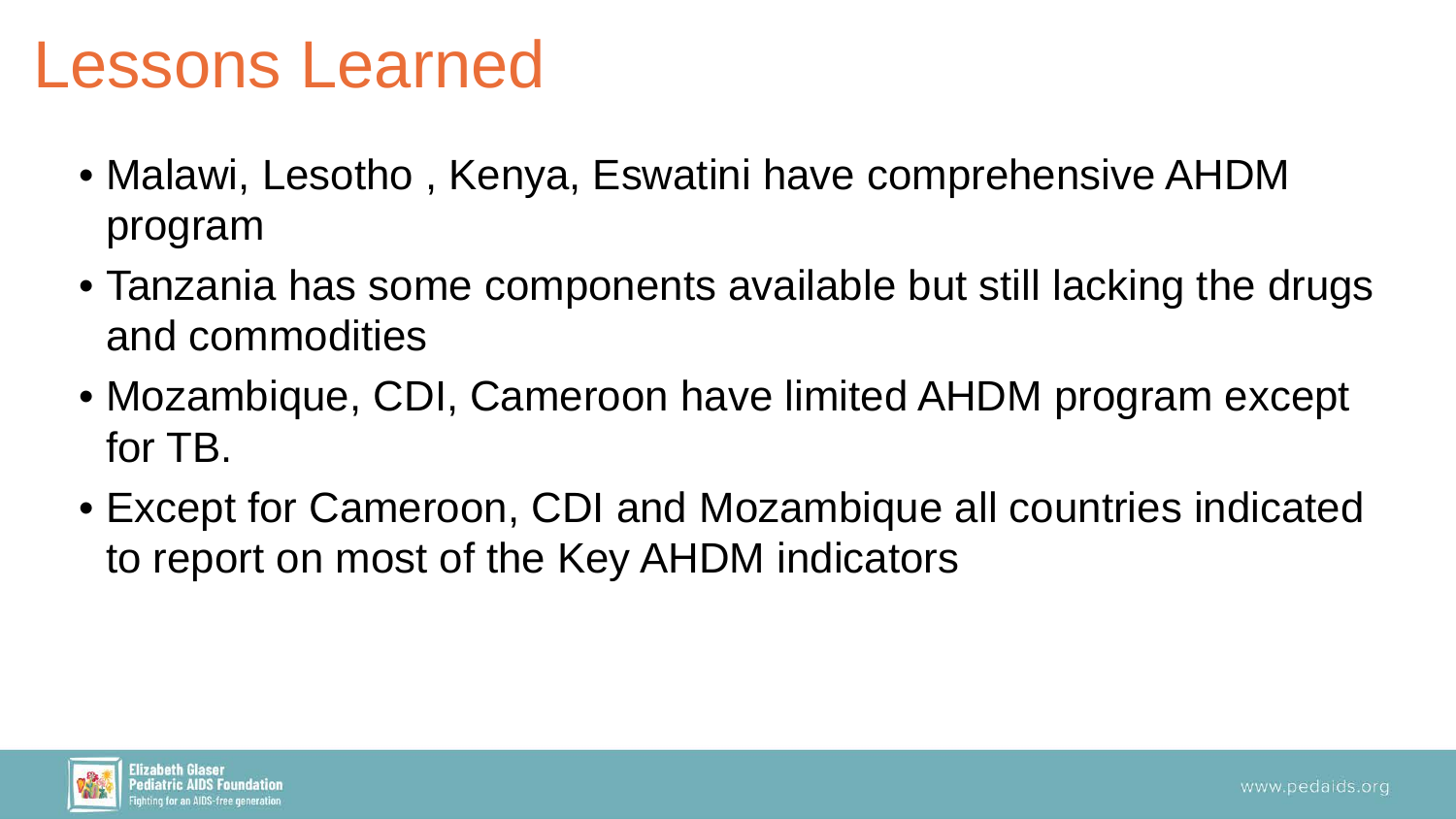# Lessons Learned

- Malawi, Lesotho , Kenya, Eswatini have comprehensive AHDM program
- Tanzania has some components available but still lacking the drugs and commodities
- Mozambique, CDI, Cameroon have limited AHDM program except for TB.
- Except for Cameroon, CDI and Mozambique all countries indicated to report on most of the Key AHDM indicators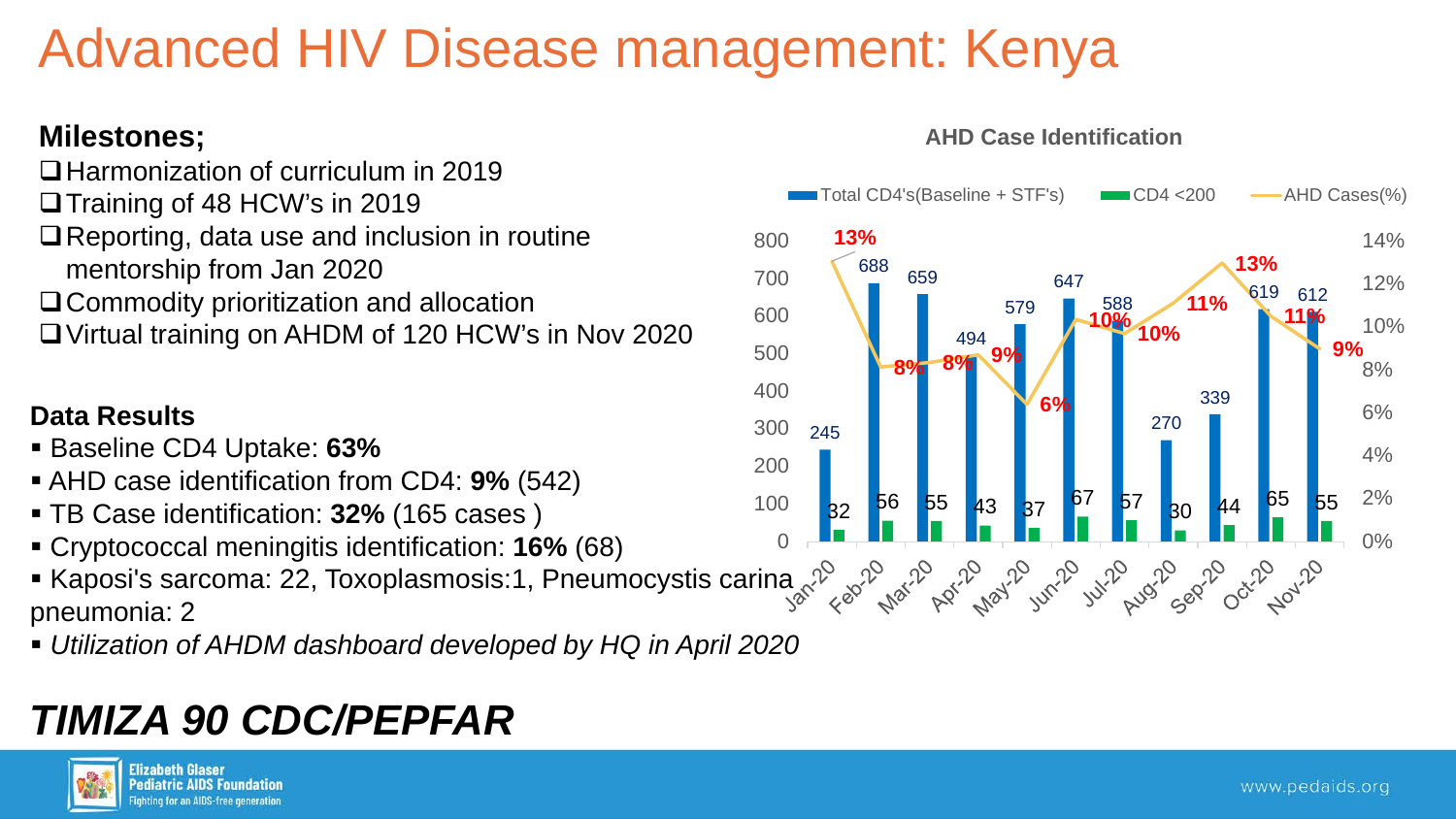# Advanced HIV Disease management: Kenya

## Milestones;

- Harmonization of curriculum in 2019
- Training of 48 HCW's in 2019
- Reporting, data use and inclusion in routine mentorship from Jan 2020
- Commodity prioritization and allocation
- Virtual training on AHDM of 120 HCW's in Nov 2020

### Data Results

- Baseline CD4 Uptake: **63%**
- AHD case identification from CD4: **9%** (542)
- TB Case identification: **32%** (165 cases )
- Cryptococcal meningitis identification: **16%** (68)
- Kaposi's sarcoma: 22, Toxoplasmosis:1, Pneumocystis carina pneumonia: 2
- *Utilization of AHDM dashboard developed by HQ in April 2020*

**AHD Case Identification**

| Month | Total CD4's(Baseline + STF's) | CD4 <200 | AHD Cases(%) |
|---|---|---|---|
| Jan-20 | 245 | 32 | 13% |
| Feb-20 | 688 | 56 | 8% |
| Mar-20 | 659 | 55 | 8% |
| Apr-20 | 494 | 43 | 9% |
| May-20 | 579 | 37 | 6% |
| Jun-20 | 647 | 67 | 10% |
| Jul-20 | 588 | 57 | 10% |
| Aug-20 | 270 | 30 | 11% |
| Sep-20 | 339 | 44 | 13% |
| Oct-20 | 619 | 65 | 11% |
| Nov-20 | 612 | 55 | 9% |

***TIMIZA 90 CDC/PEPFAR***

Elizabeth Glaser Pediatric AIDS Foundation
Fighting for an AIDS-free generation

www.pedaids.org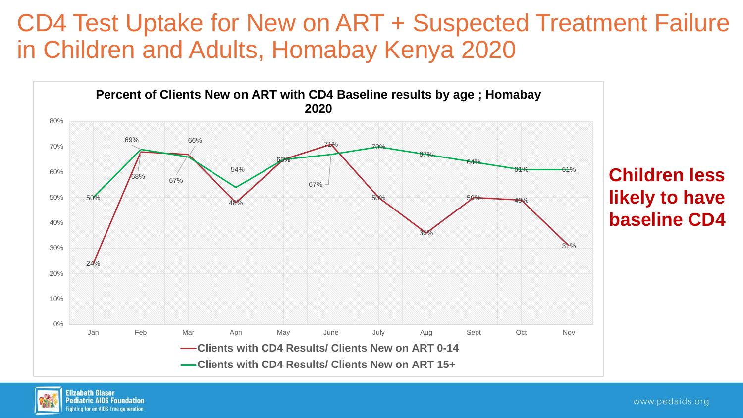# CD4 Test Uptake for New on ART + Suspected Treatment Failure in Children and Adults, Homabay Kenya 2020

**Percent of Clients New on ART with CD4 Baseline results by age ; Homabay 2020**

| | Jan | Feb | Mar | Apri | May | June | July | Aug | Sept | Oct | Nov |
|---|---|---|---|---|---|---|---|---|---|---|---|
| Clients with CD4 Results/ Clients New on ART 0-14 | 24% | 68% | 67% | 48% | 65% | 71% | 50% | 36% | 50% | 49% | 31% |
| Clients with CD4 Results/ Clients New on ART 15+ | 50% | 69% | 66% | 54% | 65% | 67% | 70% | 67% | 64% | 61% | 61% |

**Children less likely to have baseline CD4**

Elizabeth Glaser Pediatric AIDS Foundation
Fighting for an AIDS-free generation

www.pedaids.org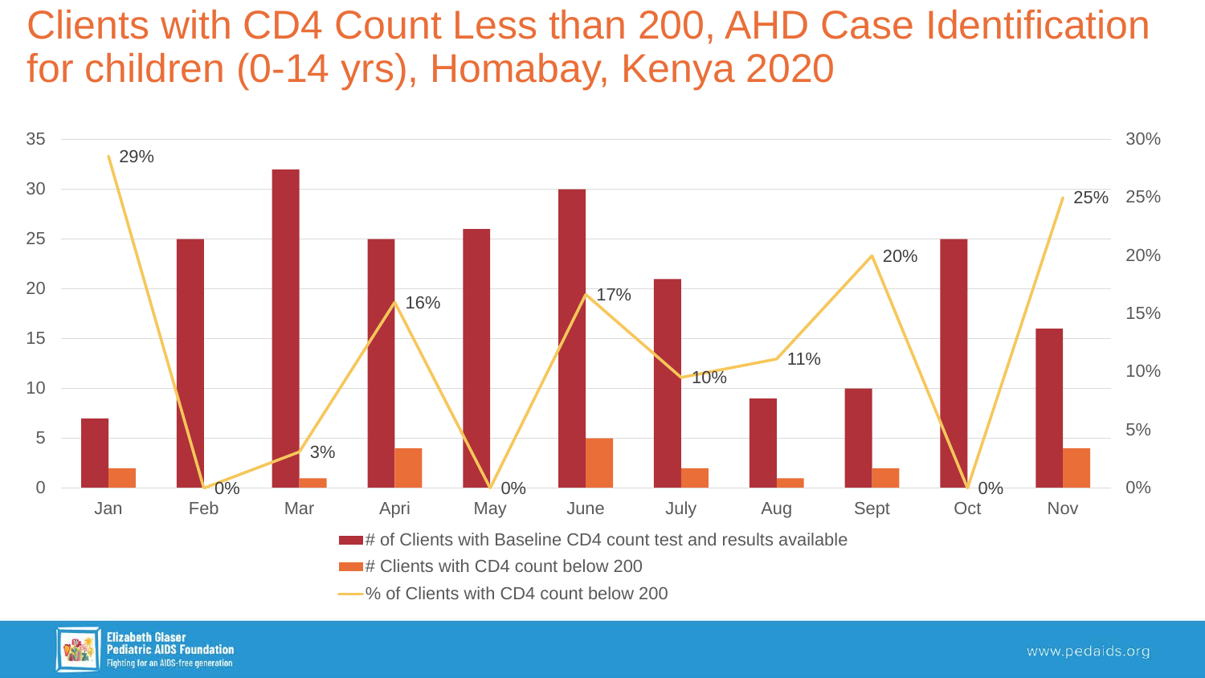# Clients with CD4 Count Less than 200, AHD Case Identification for children (0-14 yrs), Homabay, Kenya 2020

| Month | # of Clients with Baseline CD4 count test and results available | # Clients with CD4 count below 200 | % of Clients with CD4 count below 200 |
|---|---|---|---|
| Jan | 7 | 2 | 29% |
| Feb | 25 | 0 | 0% |
| Mar | 32 | 1 | 3% |
| Apri | 25 | 4 | 16% |
| May | 26 | 0 | 0% |
| June | 30 | 5 | 17% |
| July | 21 | 2 | 10% |
| Aug | 9 | 1 | 11% |
| Sept | 10 | 2 | 20% |
| Oct | 25 | 0 | 0% |
| Nov | 16 | 4 | 25% |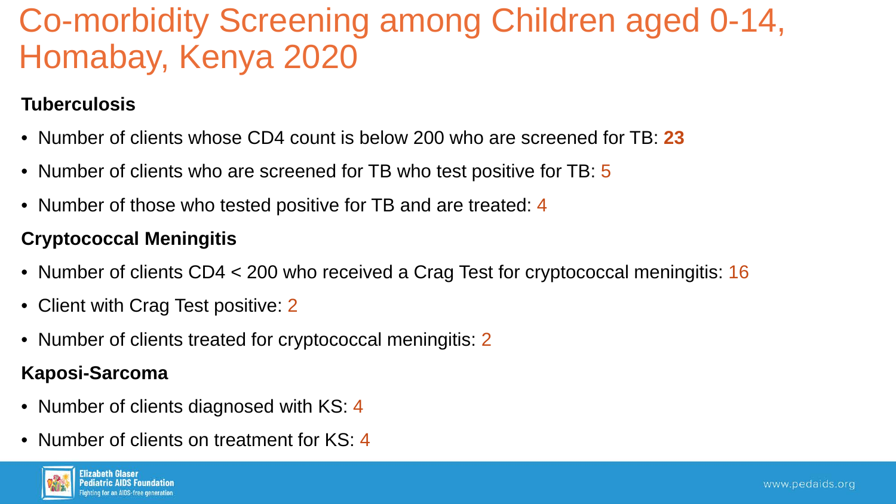# Co-morbidity Screening among Children aged 0-14, Homabay, Kenya 2020

### Tuberculosis

- Number of clients whose CD4 count is below 200 who are screened for TB: **23**
- Number of clients who are screened for TB who test positive for TB: 5
- Number of those who tested positive for TB and are treated: 4

### Cryptococcal Meningitis

- Number of clients CD4 < 200 who received a Crag Test for cryptococcal meningitis: 16
- Client with Crag Test positive: 2
- Number of clients treated for cryptococcal meningitis: 2

### Kaposi-Sarcoma

- Number of clients diagnosed with KS: 4
- Number of clients on treatment for KS: 4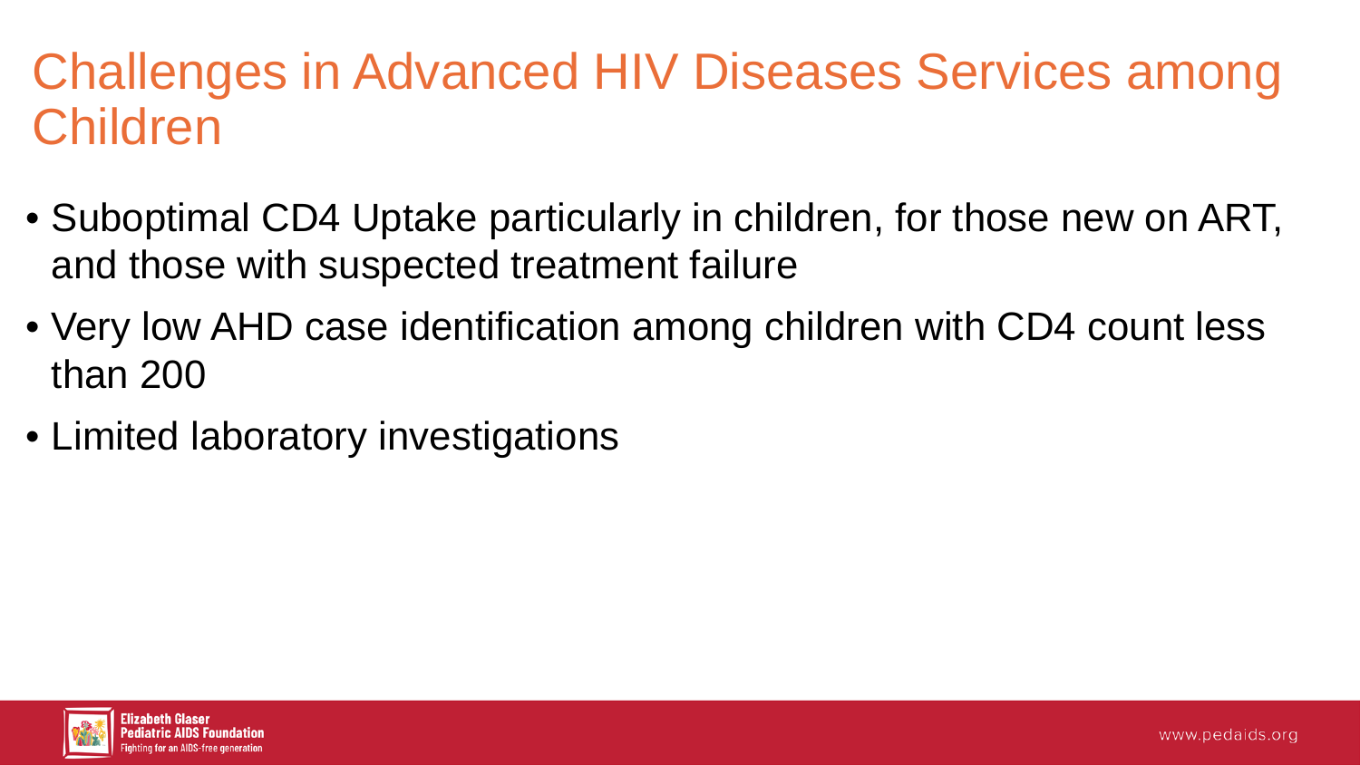# Challenges in Advanced HIV Diseases Services among Children

- Suboptimal CD4 Uptake particularly in children, for those new on ART, and those with suspected treatment failure
- Very low AHD case identification among children with CD4 count less than 200
- Limited laboratory investigations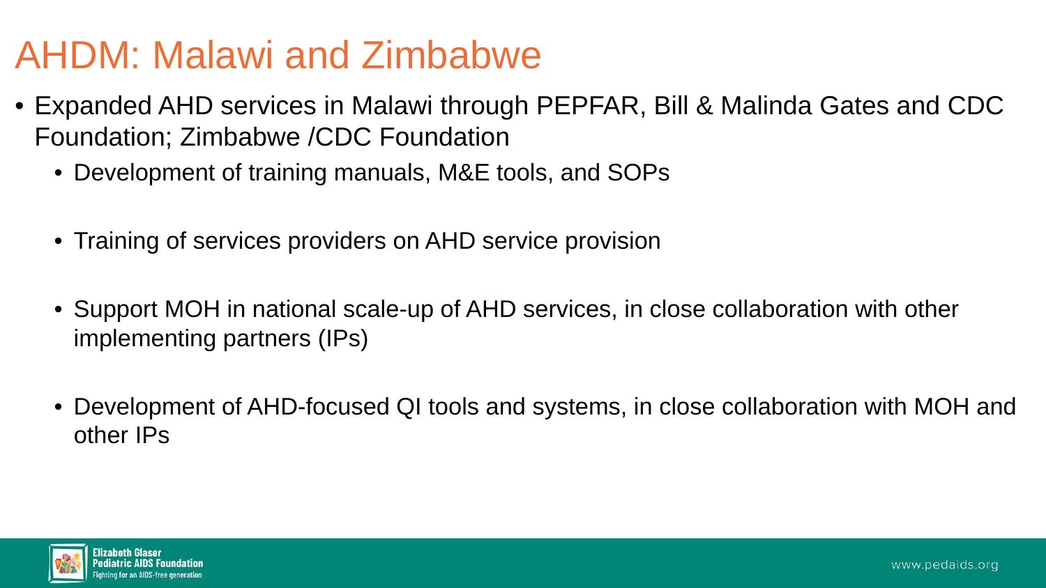# AHDM: Malawi and Zimbabwe

- Expanded AHD services in Malawi through PEPFAR, Bill & Malinda Gates and CDC Foundation; Zimbabwe /CDC Foundation
  - Development of training manuals, M&E tools, and SOPs
  - Training of services providers on AHD service provision
  - Support MOH in national scale-up of AHD services, in close collaboration with other implementing partners (IPs)
  - Development of AHD-focused QI tools and systems, in close collaboration with MOH and other IPs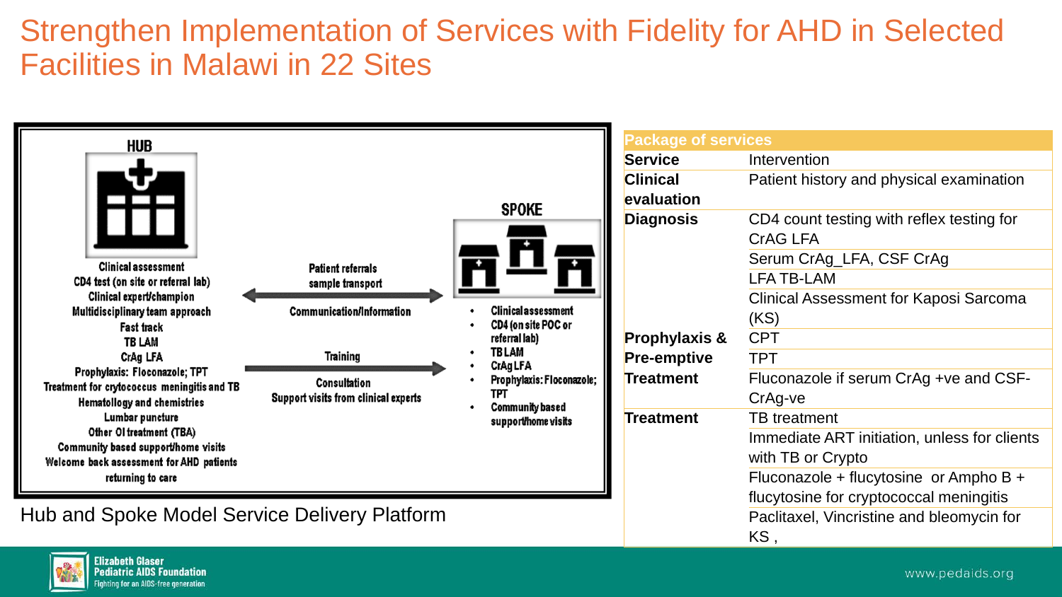# Strengthen Implementation of Services with Fidelity for AHD in Selected Facilities in Malawi in 22 Sites

**HUB**

- Clinical assessment
- CD4 test (on site or referral lab)
- Clinical expert/champion
- Multidisciplinary team approach
- Fast track
- TB LAM
- CrAg LFA
- Prophylaxis: Floconazole; TPT
- Treatment for crytococcus meningitis and TB
- Hematollogy and chemistries
- Lumbar puncture
- Other OI treatment (TBA)
- Community based support/home visits
- Welcome back assessment for AHD patients returning to care

Patient referrals
sample transport

Communication/Information

Training

Consultation
Support visits from clinical experts

**SPOKE**

- Clinical assessment
- CD4 (on site POC or referral lab)
- TB LAM
- CrAg LFA
- Prophylaxis: Floconazole; TPT
- Community based support/home visits

Hub and Spoke Model Service Delivery Platform

| Package of services | |
|---|---|
| **Service** | Intervention |
| **Clinical evaluation** | Patient history and physical examination |
| **Diagnosis** | CD4 count testing with reflex testing for CrAG LFA |
| | Serum CrAg_LFA, CSF CrAg |
| | LFA TB-LAM |
| | Clinical Assessment for Kaposi Sarcoma (KS) |
| **Prophylaxis & Pre-emptive** | CPT |
| | TPT |
| **Treatment** | Fluconazole if serum CrAg +ve and CSF-CrAg-ve |
| **Treatment** | TB treatment |
| | Immediate ART initiation, unless for clients with TB or Crypto |
| | Fluconazole + flucytosine or Ampho B + flucytosine for cryptococcal meningitis |
| | Paclitaxel, Vincristine and bleomycin for KS , |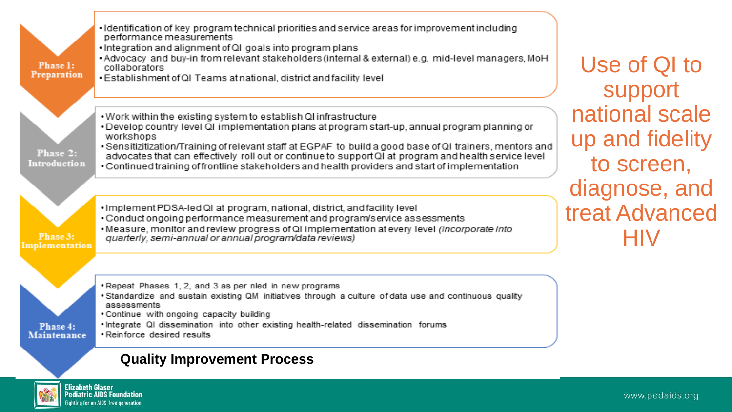# Use of QI to support national scale up and fidelity to screen, diagnose, and treat Advanced HIV

## Quality Improvement Process

**Phase 1: Preparation**

- Identification of key program technical priorities and service areas for improvement including performance measurements
- Integration and alignment of QI goals into program plans
- Advocacy and buy-in from relevant stakeholders (internal & external) e.g. mid-level managers, MoH collaborators
- Establishment of QI Teams at national, district and facility level

**Phase 2: Introduction**

- Work within the existing system to establish QI infrastructure
- Develop country level QI implementation plans at program start-up, annual program planning or workshops
- Sensitizitization/Training of relevant staff at EGPAF to build a good base of QI trainers, mentors and advocates that can effectively roll out or continue to support QI at program and health service level
- Continued training of frontline stakeholders and health providers and start of implementation

**Phase 3: Implementation**

- Implement PDSA-led QI at program, national, district, and facility level
- Conduct ongoing performance measurement and program/service assessments
- Measure, monitor and review progress of QI implementation at every level *(incorporate into quarterly, semi-annual or annual program/data reviews)*

**Phase 4: Maintenance**

- Repeat Phases 1, 2, and 3 as per nled in new programs
- Standardize and sustain existing QM initiatives through a culture of data use and continuous quality assessments
- Continue with ongoing capacity building
- Integrate QI dissemination into other existing health-related dissemination forums
- Reinforce desired results

Elizabeth Glaser Pediatric AIDS Foundation
Fighting for an AIDS-free generation

www.pedaids.org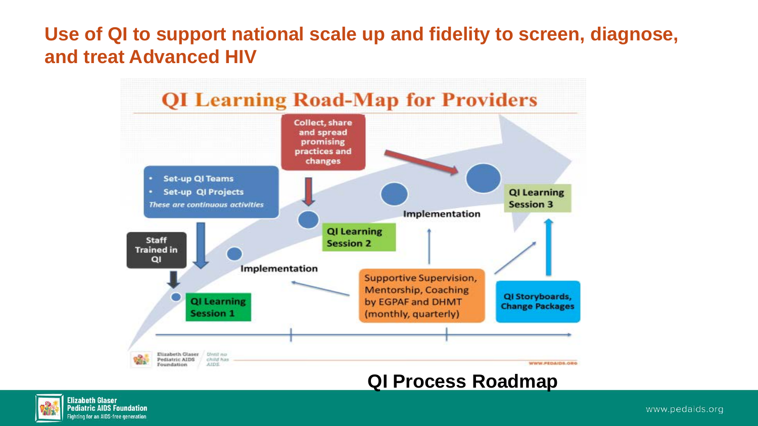# Use of QI to support national scale up and fidelity to screen, diagnose, and treat Advanced HIV

## QI Learning Road-Map for Providers

- Staff Trained in QI
- QI Learning Session 1
- Set-up QI Teams
- Set-up QI Projects

*These are continuous activities*

- Implementation
- Collect, share and spread promising practices and changes
- QI Learning Session 2
- Implementation
- Supportive Supervision, Mentorship, Coaching by EGPAF and DHMT (monthly, quarterly)
- QI Storyboards, Change Packages
- QI Learning Session 3

**QI Process Roadmap**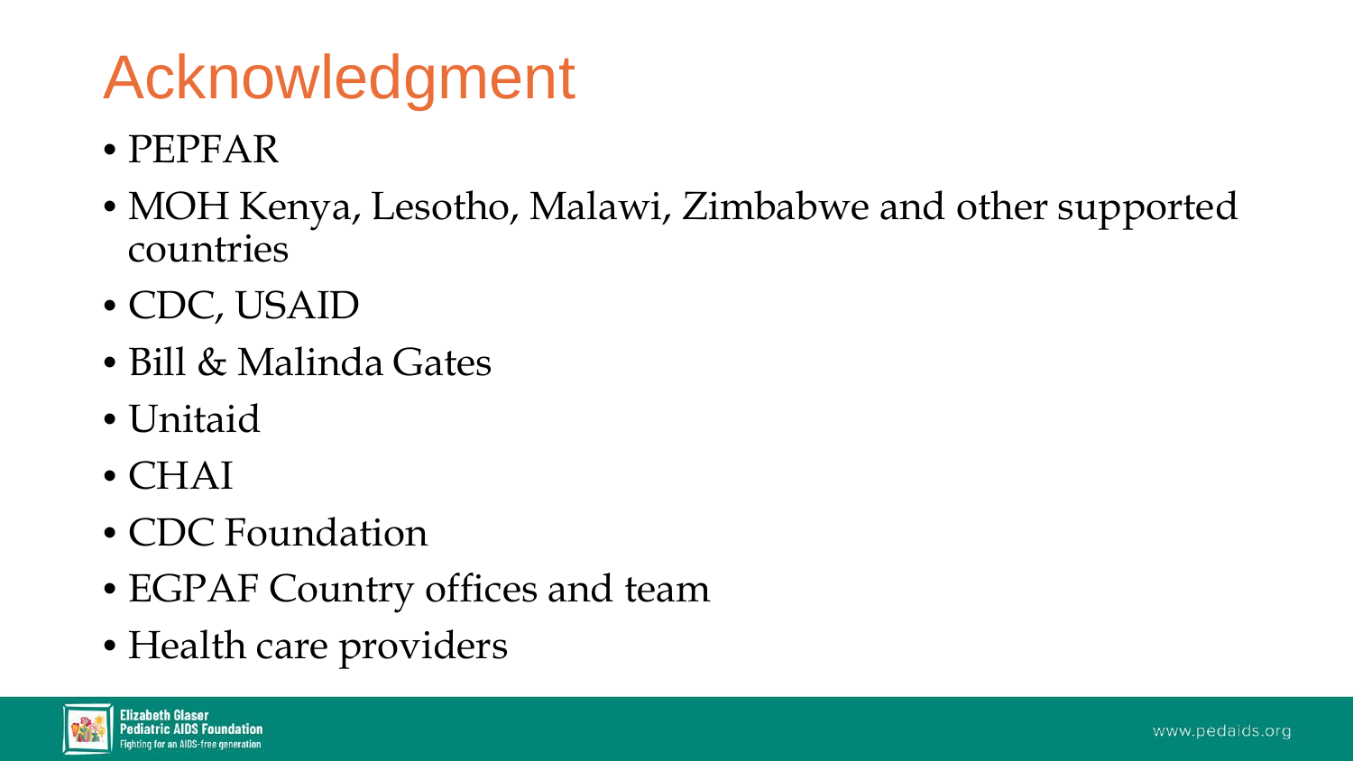# Acknowledgment

- PEPFAR
- MOH Kenya, Lesotho, Malawi, Zimbabwe and other supported countries
- CDC, USAID
- Bill & Malinda Gates
- Unitaid
- CHAI
- CDC Foundation
- EGPAF Country offices and team
- Health care providers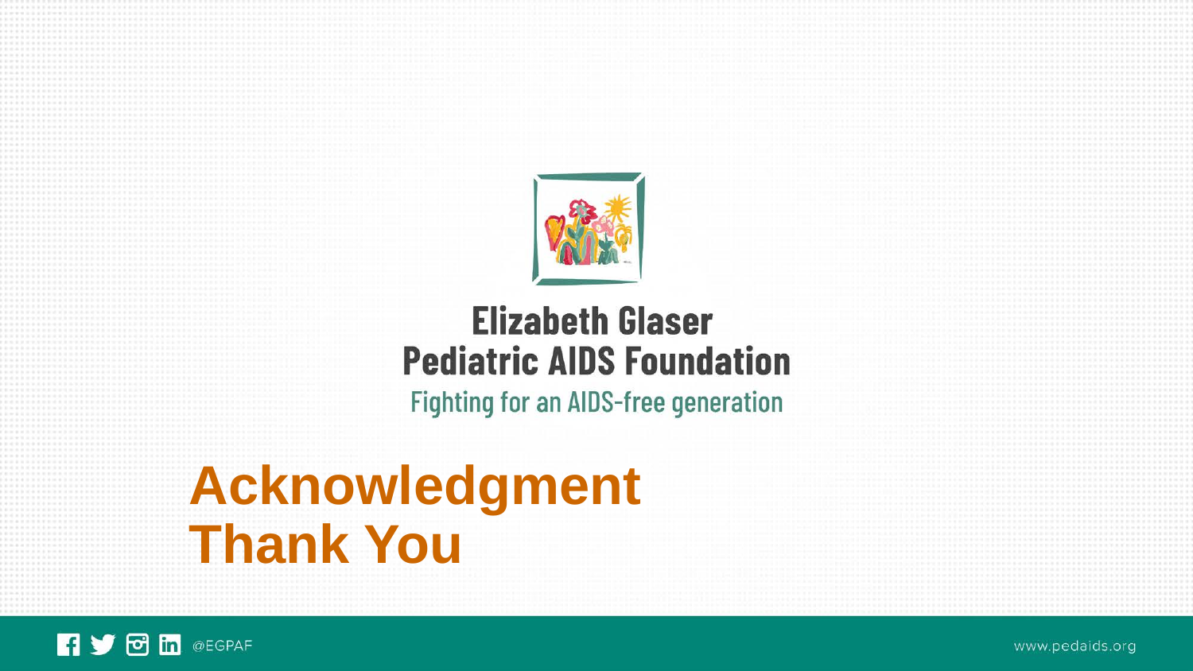Elizabeth Glaser
Pediatric AIDS Foundation
Fighting for an AIDS-free generation

# Acknowledgment
# Thank You

@EGPAF

www.pedaids.org